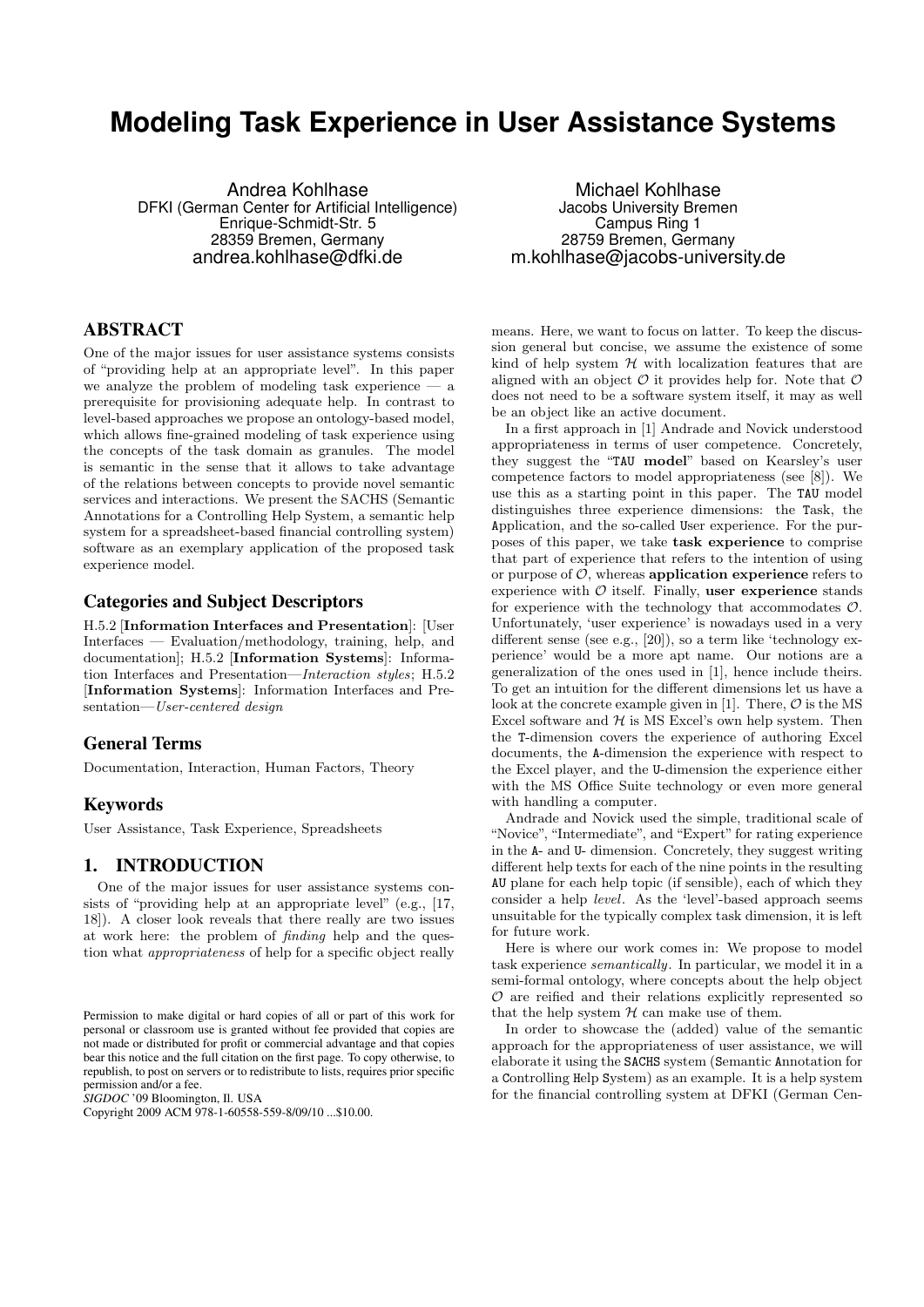# Modeling Task Experience in User Assistance Systems

Andrea Kohlhase
DFKI (German Center for Artificial Intelligence)
Enrique-Schmidt-Str. 5
28359 Bremen, Germany
andrea.kohlhase@dfki.de

Michael Kohlhase
Jacobs University Bremen
Campus Ring 1
28759 Bremen, Germany
m.kohlhase@jacobs-university.de

## ABSTRACT

One of the major issues for user assistance systems consists of "providing help at an appropriate level". In this paper we analyze the problem of modeling task experience — a prerequisite for provisioning adequate help. In contrast to level-based approaches we propose an ontology-based model, which allows fine-grained modeling of task experience using the concepts of the task domain as granules. The model is semantic in the sense that it allows to take advantage of the relations between concepts to provide novel semantic services and interactions. We present the SACHS (Semantic Annotations for a Controlling Help System, a semantic help system for a spreadsheet-based financial controlling system) software as an exemplary application of the proposed task experience model.

### Categories and Subject Descriptors

H.5.2 [**Information Interfaces and Presentation**]: [User Interfaces — Evaluation/methodology, training, help, and documentation]; H.5.2 [**Information Systems**]: Information Interfaces and Presentation—*Interaction styles*; H.5.2 [**Information Systems**]: Information Interfaces and Presentation—*User-centered design*

### General Terms

Documentation, Interaction, Human Factors, Theory

### Keywords

User Assistance, Task Experience, Spreadsheets

## 1. INTRODUCTION

One of the major issues for user assistance systems consists of "providing help at an appropriate level" (e.g., [17, 18]). A closer look reveals that there really are two issues at work here: the problem of *finding* help and the question what *appropriateness* of help for a specific object really means. Here, we want to focus on latter. To keep the discussion general but concise, we assume the existence of some kind of help system $\mathcal{H}$ with localization features that are aligned with an object $\mathcal{O}$ it provides help for. Note that $\mathcal{O}$ does not need to be a software system itself, it may as well be an object like an active document.

In a first approach in [1] Andrade and Novick understood appropriateness in terms of user competence. Concretely, they suggest the "TAU **model**" based on Kearsley's user competence factors to model appropriateness (see [8]). We use this as a starting point in this paper. The TAU model distinguishes three experience dimensions: the Task, the Application, and the so-called User experience. For the purposes of this paper, we take **task experience** to comprise that part of experience that refers to the intention of using or purpose of $\mathcal{O}$, whereas **application experience** refers to experience with $\mathcal{O}$ itself. Finally, **user experience** stands for experience with the technology that accommodates $\mathcal{O}$. Unfortunately, 'user experience' is nowadays used in a very different sense (see e.g., [20]), so a term like 'technology experience' would be a more apt name. Our notions are a generalization of the ones used in [1], hence include theirs. To get an intuition for the different dimensions let us have a look at the concrete example given in [1]. There, $\mathcal{O}$ is the MS Excel software and $\mathcal{H}$ is MS Excel's own help system. Then the T-dimension covers the experience of authoring Excel documents, the A-dimension the experience with respect to the Excel player, and the U-dimension the experience either with the MS Office Suite technology or even more general with handling a computer.

Andrade and Novick used the simple, traditional scale of "Novice", "Intermediate", and "Expert" for rating experience in the A- and U- dimension. Concretely, they suggest writing different help texts for each of the nine points in the resulting AU plane for each help topic (if sensible), each of which they consider a help *level*. As the 'level'-based approach seems unsuitable for the typically complex task dimension, it is left for future work.

Here is where our work comes in: We propose to model task experience *semantically*. In particular, we model it in a semi-formal ontology, where concepts about the help object $\mathcal{O}$ are reified and their relations explicitly represented so that the help system $\mathcal{H}$ can make use of them.

In order to showcase the (added) value of the semantic approach for the appropriateness of user assistance, we will elaborate it using the SACHS system (Semantic Annotation for a Controlling Help System) as an example. It is a help system for the financial controlling system at DFKI (German Cen-

Permission to make digital or hard copies of all or part of this work for personal or classroom use is granted without fee provided that copies are not made or distributed for profit or commercial advantage and that copies bear this notice and the full citation on the first page. To copy otherwise, to republish, to post on servers or to redistribute to lists, requires prior specific permission and/or a fee.
*SIGDOC* '09 Bloomington, Il. USA
Copyright 2009 ACM 978-1-60558-559-8/09/10 ...$10.00.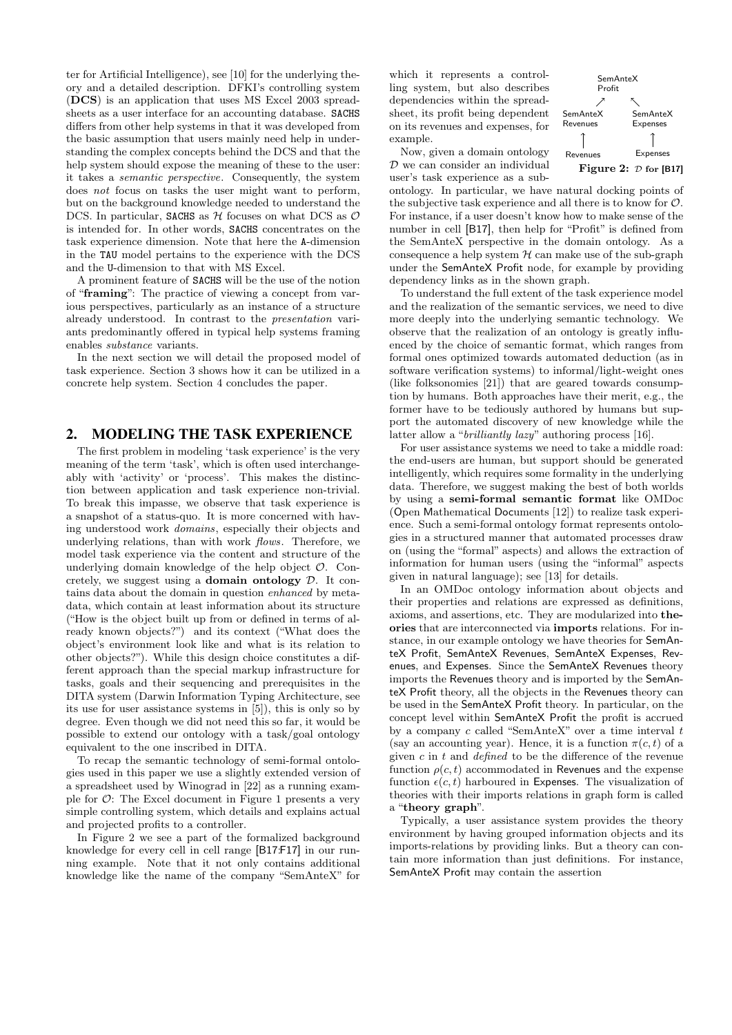ter for Artificial Intelligence), see [10] for the underlying theory and a detailed description. DFKI's controlling system (**DCS**) is an application that uses MS Excel 2003 spreadsheets as a user interface for an accounting database. SACHS differs from other help systems in that it was developed from the basic assumption that users mainly need help in understanding the complex concepts behind the DCS and that the help system should expose the meaning of these to the user: it takes a *semantic perspective*. Consequently, the system does *not* focus on tasks the user might want to perform, but on the background knowledge needed to understand the DCS. In particular, SACHS as $\mathcal{H}$ focuses on what DCS as $\mathcal{O}$ is intended for. In other words, SACHS concentrates on the task experience dimension. Note that here the A-dimension in the TAU model pertains to the experience with the DCS and the U-dimension to that with MS Excel.

A prominent feature of SACHS will be the use of the notion of "**framing**": The practice of viewing a concept from various perspectives, particularly as an instance of a structure already understood. In contrast to the *presentation* variants predominantly offered in typical help systems framing enables *substance* variants.

In the next section we will detail the proposed model of task experience. Section 3 shows how it can be utilized in a concrete help system. Section 4 concludes the paper.

## 2. MODELING THE TASK EXPERIENCE

The first problem in modeling 'task experience' is the very meaning of the term 'task', which is often used interchangeably with 'activity' or 'process'. This makes the distinction between application and task experience non-trivial. To break this impasse, we observe that task experience is a snapshot of a status-quo. It is more concerned with having understood work *domains*, especially their objects and underlying relations, than with work *flows*. Therefore, we model task experience via the content and structure of the underlying domain knowledge of the help object $\mathcal{O}$. Concretely, we suggest using a **domain ontology** $\mathcal{D}$. It contains data about the domain in question *enhanced* by metadata, which contain at least information about its structure ("How is the object built up from or defined in terms of already known objects?") and its context ("What does the object's environment look like and what is its relation to other objects?"). While this design choice constitutes a different approach than the special markup infrastructure for tasks, goals and their sequencing and prerequisites in the DITA system (Darwin Information Typing Architecture, see its use for user assistance systems in [5]), this is only so by degree. Even though we did not need this so far, it would be possible to extend our ontology with a task/goal ontology equivalent to the one inscribed in DITA.

To recap the semantic technology of semi-formal ontologies used in this paper we use a slightly extended version of a spreadsheet used by Winograd in [22] as a running example for $\mathcal{O}$: The Excel document in Figure 1 presents a very simple controlling system, which details and explains actual and projected profits to a controller.

In Figure 2 we see a part of the formalized background knowledge for every cell in cell range [B17:F17] in our running example. Note that it not only contains additional knowledge like the name of the company "SemAnteX" for which it represents a controlling system, but also describes dependencies within the spreadsheet, its profit being dependent on its revenues and expenses, for example.

SemAnteX Profit
SemAnteX Revenues
SemAnteX Expenses
Revenues
Expenses

**Figure 2: $\mathcal{D}$ for [B17]**

Now, given a domain ontology $\mathcal{D}$ we can consider an individual user's task experience as a sub-ontology. In particular, we have natural docking points of the subjective task experience and all there is to know for $\mathcal{O}$. For instance, if a user doesn't know how to make sense of the number in cell [B17], then help for "Profit" is defined from the SemAnteX perspective in the domain ontology. As a consequence a help system $\mathcal{H}$ can make use of the sub-graph under the SemAnteX Profit node, for example by providing dependency links as in the shown graph.

To understand the full extent of the task experience model and the realization of the semantic services, we need to dive more deeply into the underlying semantic technology. We observe that the realization of an ontology is greatly influenced by the choice of semantic format, which ranges from formal ones optimized towards automated deduction (as in software verification systems) to informal/light-weight ones (like folksonomies [21]) that are geared towards consumption by humans. Both approaches have their merit, e.g., the former have to be tediously authored by humans but support the automated discovery of new knowledge while the latter allow a "*brilliantly lazy*" authoring process [16].

For user assistance systems we need to take a middle road: the end-users are human, but support should be generated intelligently, which requires some formality in the underlying data. Therefore, we suggest making the best of both worlds by using a **semi-formal semantic format** like OMDoc (Open Mathematical Documents [12]) to realize task experience. Such a semi-formal ontology format represents ontologies in a structured manner that automated processes draw on (using the "formal" aspects) and allows the extraction of information for human users (using the "informal" aspects given in natural language); see [13] for details.

In an OMDoc ontology information about objects and their properties and relations are expressed as definitions, axioms, and assertions, etc. They are modularized into **theories** that are interconnected via **imports** relations. For instance, in our example ontology we have theories for SemAnteX Profit, SemAnteX Revenues, SemAnteX Expenses, Revenues, and Expenses. Since the SemAnteX Revenues theory imports the Revenues theory and is imported by the SemAnteX Profit theory, all the objects in the Revenues theory can be used in the SemAnteX Profit theory. In particular, on the concept level within SemAnteX Profit the profit is accrued by a company $c$ called "SemAnteX" over a time interval $t$ (say an accounting year). Hence, it is a function $\pi(c,t)$ of a given $c$ in $t$ and *defined* to be the difference of the revenue function $\rho(c,t)$ accommodated in Revenues and the expense function $\epsilon(c,t)$ harboured in Expenses. The visualization of theories with their imports relations in graph form is called a "**theory graph**".

Typically, a user assistance system provides the theory environment by having grouped information objects and its imports-relations by providing links. But a theory can contain more information than just definitions. For instance, SemAnteX Profit may contain the assertion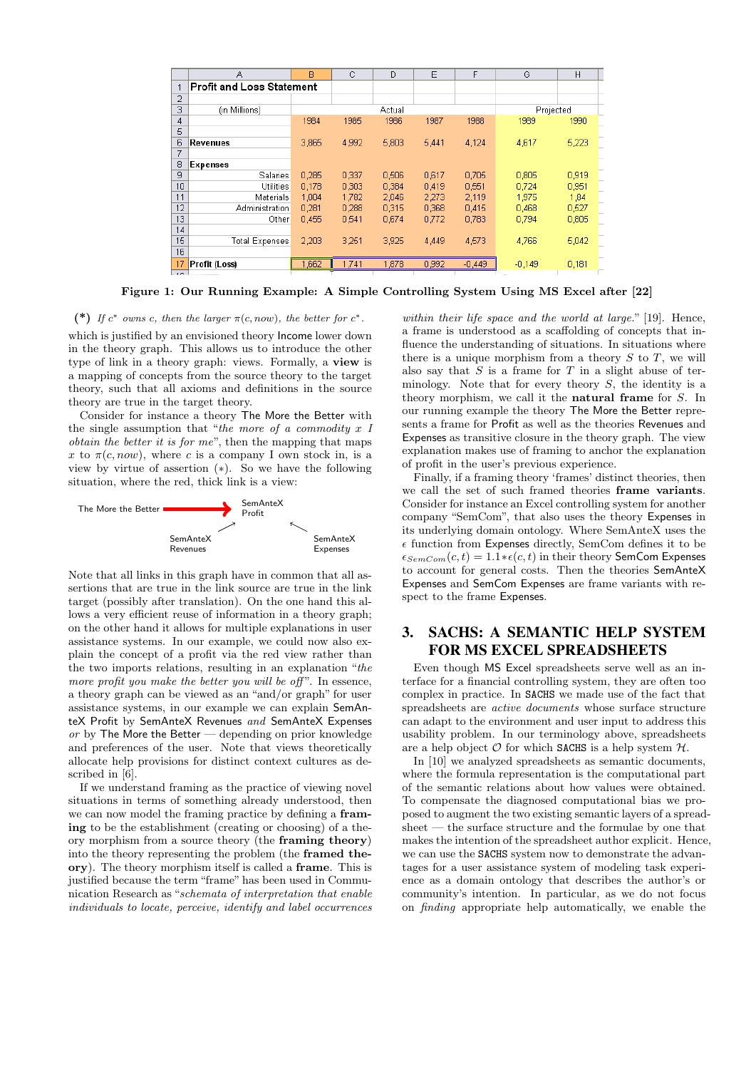| | A | B | C | D | E | F | G | H |
|---|---|---|---|---|---|---|---|---|
| 1 | **Profit and Loss Statement** | | | | | | | |
| 2 | | | | | | | | |
| 3 | (in Millions) | | | Actual | | | Projected | |
| 4 | | 1984 | 1985 | 1986 | 1987 | 1988 | 1989 | 1990 |
| 5 | | | | | | | | |
| 6 | **Revenues** | 3,865 | 4,992 | 5,803 | 5,441 | 4,124 | 4,617 | 5,223 |
| 7 | | | | | | | | |
| 8 | **Expenses** | | | | | | | |
| 9 | Salaries | 0,285 | 0,337 | 0,506 | 0,617 | 0,705 | 0,805 | 0,919 |
| 10 | Utilities | 0,178 | 0,303 | 0,384 | 0,419 | 0,551 | 0,724 | 0,951 |
| 11 | Materials | 1,004 | 1,782 | 2,046 | 2,273 | 2,119 | 1,975 | 1,84 |
| 12 | Administration | 0,281 | 0,288 | 0,315 | 0,368 | 0,415 | 0,468 | 0,527 |
| 13 | Other | 0,455 | 0,541 | 0,674 | 0,772 | 0,783 | 0,794 | 0,805 |
| 14 | | | | | | | | |
| 15 | Total Expenses | 2,203 | 3,251 | 3,925 | 4,449 | 4,573 | 4,766 | 5,042 |
| 16 | | | | | | | | |
| 17 | **Profit (Loss)** | 1,662 | 1,741 | 1,878 | 0,992 | -0,449 | -0,149 | 0,181 |

**Figure 1: Our Running Example: A Simple Controlling System Using MS Excel after [22]**

**(*)** *If $c^*$ owns $c$, then the larger $\pi(c, now)$, the better for $c^*$.*

which is justified by an envisioned theory Income lower down in the theory graph. This allows us to introduce the other type of link in a theory graph: views. Formally, a **view** is a mapping of concepts from the source theory to the target theory, such that all axioms and definitions in the source theory are true in the target theory.

Consider for instance a theory The More the Better with the single assumption that "*the more of a commodity $x$ I obtain the better it is for me*", then the mapping that maps $x$ to $\pi(c, now)$, where $c$ is a company I own stock in, is a view by virtue of assertion $(*)$. So we have the following situation, where the red, thick link is a view:

The More the Better → SemAnteX Profit

SemAnteX Revenues

SemAnteX Expenses

Note that all links in this graph have in common that all assertions that are true in the link source are true in the link target (possibly after translation). On the one hand this allows a very efficient reuse of information in a theory graph; on the other hand it allows for multiple explanations in user assistance systems. In our example, we could now also explain the concept of a profit via the red view rather than the two imports relations, resulting in an explanation "*the more profit you make the better you will be off*". In essence, a theory graph can be viewed as an "and/or graph" for user assistance systems, in our example we can explain SemAnteX Profit by SemAnteX Revenues *and* SemAnteX Expenses *or* by The More the Better — depending on prior knowledge and preferences of the user. Note that views theoretically allocate help provisions for distinct context cultures as described in [6].

If we understand framing as the practice of viewing novel situations in terms of something already understood, then we can now model the framing practice by defining a **framing** to be the establishment (creating or choosing) of a theory morphism from a source theory (the **framing theory**) into the theory representing the problem (the **framed theory**). The theory morphism itself is called a **frame**. This is justified because the term "frame" has been used in Communication Research as "*schemata of interpretation that enable individuals to locate, perceive, identify and label occurrences within their life space and the world at large.*" [19]. Hence, a frame is understood as a scaffolding of concepts that influence the understanding of situations. In situations where there is a unique morphism from a theory $S$ to $T$, we will also say that $S$ is a frame for $T$ in a slight abuse of terminology. Note that for every theory $S$, the identity is a theory morphism, we call it the **natural frame** for $S$. In our running example the theory The More the Better represents a frame for Profit as well as the theories Revenues and Expenses as transitive closure in the theory graph. The view explanation makes use of framing to anchor the explanation of profit in the user's previous experience.

Finally, if a framing theory 'frames' distinct theories, then we call the set of such framed theories **frame variants**. Consider for instance an Excel controlling system for another company "SemCom", that also uses the theory Expenses in its underlying domain ontology. Where SemAnteX uses the $\epsilon$ function from Expenses directly, SemCom defines it to be $\epsilon_{SemCom}(c, t) = 1.1 * \epsilon(c, t)$ in their theory SemCom Expenses to account for general costs. Then the theories SemAnteX Expenses and SemCom Expenses are frame variants with respect to the frame Expenses.

## 3. SACHS: A SEMANTIC HELP SYSTEM FOR MS EXCEL SPREADSHEETS

Even though MS Excel spreadsheets serve well as an interface for a financial controlling system, they are often too complex in practice. In SACHS we made use of the fact that spreadsheets are *active documents* whose surface structure can adapt to the environment and user input to address this usability problem. In our terminology above, spreadsheets are a help object $\mathcal{O}$ for which SACHS is a help system $\mathcal{H}$.

In [10] we analyzed spreadsheets as semantic documents, where the formula representation is the computational part of the semantic relations about how values were obtained. To compensate the diagnosed computational bias we proposed to augment the two existing semantic layers of a spreadsheet — the surface structure and the formulae by one that makes the intention of the spreadsheet author explicit. Hence, we can use the SACHS system now to demonstrate the advantages for a user assistance system of modeling task experience as a domain ontology that describes the author's or community's intention. In particular, as we do not focus on *finding* appropriate help automatically, we enable the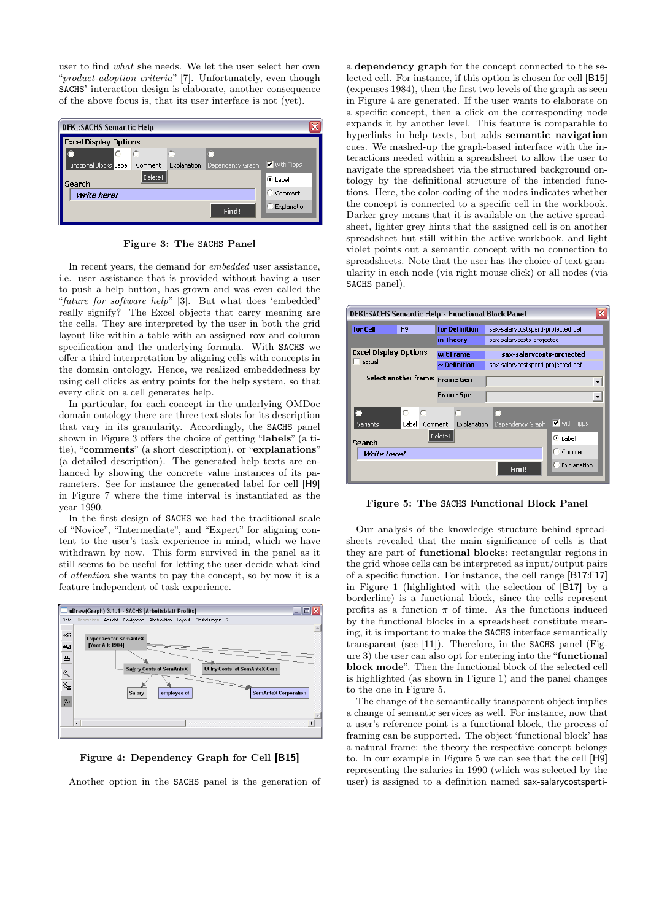user to find *what* she needs. We let the user select her own "*product-adoption criteria*" [7]. Unfortunately, even though SACHS' interaction design is elaborate, another consequence of the above focus is, that its user interface is not (yet).

**Figure 3: The SACHS Panel**

In recent years, the demand for *embedded* user assistance, i.e. user assistance that is provided without having a user to push a help button, has grown and was even called the "*future for software help*" [3]. But what does 'embedded' really signify? The Excel objects that carry meaning are the cells. They are interpreted by the user in both the grid layout like within a table with an assigned row and column specification and the underlying formula. With SACHS we offer a third interpretation by aligning cells with concepts in the domain ontology. Hence, we realized embeddedness by using cell clicks as entry points for the help system, so that every click on a cell generates help.

In particular, for each concept in the underlying OMDoc domain ontology there are three text slots for its description that vary in its granularity. Accordingly, the SACHS panel shown in Figure 3 offers the choice of getting "**labels**" (a title), "**comments**" (a short description), or "**explanations**" (a detailed description). The generated help texts are enhanced by showing the concrete value instances of its parameters. See for instance the generated label for cell [H9] in Figure 7 where the time interval is instantiated as the year 1990.

In the first design of SACHS we had the traditional scale of "Novice", "Intermediate", and "Expert" for aligning content to the user's task experience in mind, which we have withdrawn by now. This form survived in the panel as it still seems to be useful for letting the user decide what kind of *attention* she wants to pay the concept, so by now it is a feature independent of task experience.

**Figure 4: Dependency Graph for Cell [B15]**

Another option in the SACHS panel is the generation of a **dependency graph** for the concept connected to the selected cell. For instance, if this option is chosen for cell [B15] (expenses 1984), then the first two levels of the graph as seen in Figure 4 are generated. If the user wants to elaborate on a specific concept, then a click on the corresponding node expands it by another level. This feature is comparable to hyperlinks in help texts, but adds **semantic navigation** cues. We mashed-up the graph-based interface with the interactions needed within a spreadsheet to allow the user to navigate the spreadsheet via the structured background ontology by the definitional structure of the intended functions. Here, the color-coding of the nodes indicates whether the concept is connected to a specific cell in the workbook. Darker grey means that it is available on the active spreadsheet, lighter grey hints that the assigned cell is on another spreadsheet but still within the active workbook, and light violet points out a semantic concept with no connection to spreadsheets. Note that the user has the choice of text granularity in each node (via right mouse click) or all nodes (via SACHS panel).

**Figure 5: The SACHS Functional Block Panel**

Our analysis of the knowledge structure behind spreadsheets revealed that the main significance of cells is that they are part of **functional blocks**: rectangular regions in the grid whose cells can be interpreted as input/output pairs of a specific function. For instance, the cell range [B17:F17] in Figure 1 (highlighted with the selection of [B17] by a borderline) is a functional block, since the cells represent profits as a function $\pi$ of time. As the functions induced by the functional blocks in a spreadsheet constitute meaning, it is important to make the SACHS interface semantically transparent (see [11]). Therefore, in the SACHS panel (Figure 3) the user can also opt for entering into the "**functional block mode**". Then the functional block of the selected cell is highlighted (as shown in Figure 1) and the panel changes to the one in Figure 5.

The change of the semantically transparent object implies a change of semantic services as well. For instance, now that a user's reference point is a functional block, the process of framing can be supported. The object 'functional block' has a natural frame: the theory the respective concept belongs to. In our example in Figure 5 we can see that the cell [H9] representing the salaries in 1990 (which was selected by the user) is assigned to a definition named sax-salarycostsperti-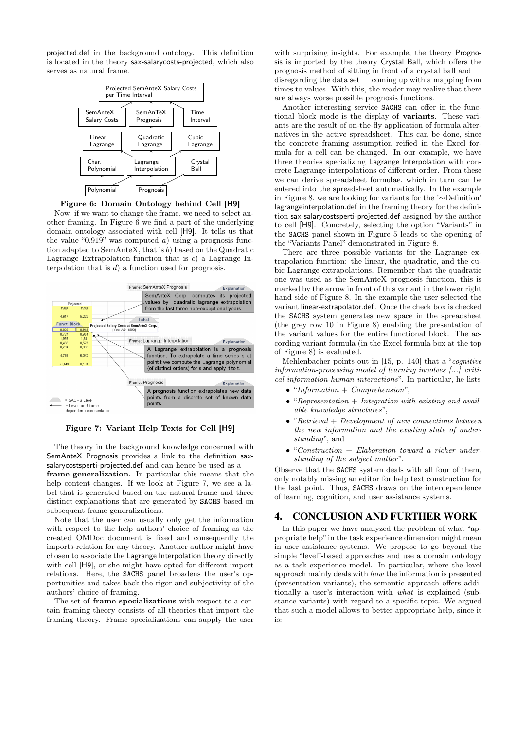projected.def in the background ontology. This definition is located in the theory sax-salarycosts-projected, which also serves as natural frame.

Projected SemAnteX Salary Costs per Time Interval

SemAnteX Salary Costs

SemAnTeX Prognosis

Time Interval

Linear Lagrange

Quadratic Lagrange

Cubic Lagrange

Char. Polynomial

Lagrange Interpolation

Crystal Ball

Polynomial

Prognosis

**Figure 6: Domain Ontology behind Cell [H9]**

Now, if we want to change the frame, we need to select another framing. In Figure 6 we find a part of the underlying domain ontology associated with cell [H9]. It tells us that the value "0.919" was computed *a*) using a prognosis function adapted to SemAnteX, that is *b*) based on the Quadratic Lagrange Extrapolation function that is *c*) a Lagrange Interpolation that is *d*) a function used for prognosis.

Frame: SemAnteX Prognosis

Explanation

SemAnteX Corp. computes its projected values by quadratic lagrange extrapolation from the last three non-exceptional years. ...

Label

Projected Salary Costs at SemAnteX Corp. [Year AD: 1990]

Frame: Lagrange Interpolation

Explanation

A Lagrange extrapolation is a prognosis function. To extrapolate a time series s at point t we compute the Lagrange polynomial (of distinct orders) for s and apply it to t.

Frame: Prognosis

Explanation

A prognosis function extrapolates new data points from a discrete set of known data points.

= SACHS Level

= Level- and frame dependent representation

**Figure 7: Variant Help Texts for Cell [H9]**

The theory in the background knowledge concerned with SemAnteX Prognosis provides a link to the definition sax-salarycostsperti-projected.def and can hence be used as a **frame generalization**. In particular this means that the help content changes. If we look at Figure 7, we see a label that is generated based on the natural frame and three distinct explanations that are generated by SACHS based on subsequent frame generalizations.

Note that the user can usually only get the information with respect to the help authors' choice of framing as the created OMDoc document is fixed and consequently the imports-relation for any theory. Another author might have chosen to associate the Lagrange Interpolation theory directly with cell [H9], or she might have opted for different import relations. Here, the SACHS panel broadens the user's opportunities and takes back the rigor and subjectivity of the authors' choice of framing.

The set of **frame specializations** with respect to a certain framing theory consists of all theories that import the framing theory. Frame specializations can supply the user with surprising insights. For example, the theory Prognosis is imported by the theory Crystal Ball, which offers the prognosis method of sitting in front of a crystal ball and — disregarding the data set — coming up with a mapping from times to values. With this, the reader may realize that there are always worse possible prognosis functions.

Another interesting service SACHS can offer in the functional block mode is the display of **variants**. These variants are the result of on-the-fly application of formula alternatives in the active spreadsheet. This can be done, since the concrete framing assumption reified in the Excel formula for a cell can be changed. In our example, we have three theories specializing Lagrange Interpolation with concrete Lagrange interpolations of different order. From these we can derive spreadsheet formulae, which in turn can be entered into the spreadsheet automatically. In the example in Figure 8, we are looking for variants for the '∼Definition' lagrangeinterpolation.def in the framing theory for the definition sax-salarycostsperti-projected.def assigned by the author to cell [H9]. Concretely, selecting the option "Variants" in the SACHS panel shown in Figure 5 leads to the opening of the "Variants Panel" demonstrated in Figure 8.

There are three possible variants for the Lagrange extrapolation function: the linear, the quadratic, and the cubic Lagrange extrapolations. Remember that the quadratic one was used as the SemAnteX prognosis function, this is marked by the arrow in front of this variant in the lower right hand side of Figure 8. In the example the user selected the variant linear-extrapolator.def. Once the check box is checked the SACHS system generates new space in the spreadsheet (the grey row 10 in Figure 8) enabling the presentation of the variant values for the entire functional block. The according variant formula (in the Excel formula box at the top of Figure 8) is evaluated.

Mehlenbacher points out in [15, p. 140] that a "*cognitive information-processing model of learning involves [...] critical information-human interactions*". In particular, he lists

- "*Information + Comprehension*",
- "*Representation + Integration with existing and available knowledge structures*",
- "*Retrieval + Development of new connections between the new information and the existing state of understanding*", and
- "*Construction + Elaboration toward a richer understanding of the subject matter*".

Observe that the SACHS system deals with all four of them, only notably missing an editor for help text construction for the last point. Thus, SACHS draws on the interdependence of learning, cognition, and user assistance systems.

## 4. CONCLUSION AND FURTHER WORK

In this paper we have analyzed the problem of what "appropriate help" in the task experience dimension might mean in user assistance systems. We propose to go beyond the simple "level"-based approaches and use a domain ontology as a task experience model. In particular, where the level approach mainly deals with *how* the information is presented (presentation variants), the semantic approach offers additionally a user's interaction with *what* is explained (substance variants) with regard to a specific topic. We argued that such a model allows to better appropriate help, since it is: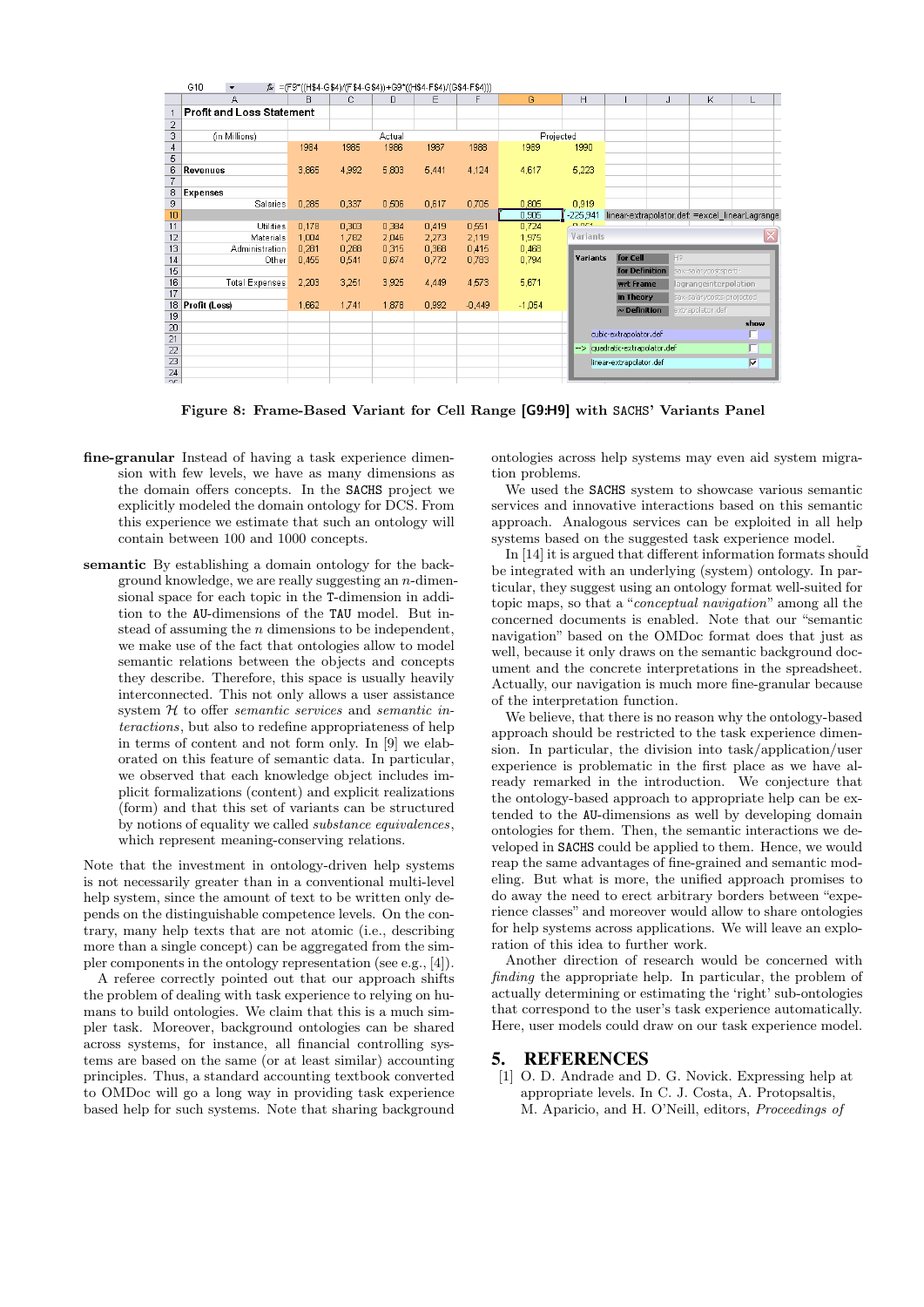Figure 8: Frame-Based Variant for Cell Range [G9:H9] with SACHS' Variants Panel

**fine-granular** Instead of having a task experience dimension with few levels, we have as many dimensions as the domain offers concepts. In the SACHS project we explicitly modeled the domain ontology for DCS. From this experience we estimate that such an ontology will contain between 100 and 1000 concepts.

**semantic** By establishing a domain ontology for the background knowledge, we are really suggesting an $n$-dimensional space for each topic in the T-dimension in addition to the AU-dimensions of the TAU model. But instead of assuming the $n$ dimensions to be independent, we make use of the fact that ontologies allow to model semantic relations between the objects and concepts they describe. Therefore, this space is usually heavily interconnected. This not only allows a user assistance system $\mathcal{H}$ to offer *semantic services* and *semantic interactions*, but also to redefine appropriateness of help in terms of content and not form only. In [9] we elaborated on this feature of semantic data. In particular, we observed that each knowledge object includes implicit formalizations (content) and explicit realizations (form) and that this set of variants can be structured by notions of equality we called *substance equivalences*, which represent meaning-conserving relations.

Note that the investment in ontology-driven help systems is not necessarily greater than in a conventional multi-level help system, since the amount of text to be written only depends on the distinguishable competence levels. On the contrary, many help texts that are not atomic (i.e., describing more than a single concept) can be aggregated from the simpler components in the ontology representation (see e.g., [4]).

A referee correctly pointed out that our approach shifts the problem of dealing with task experience to relying on humans to build ontologies. We claim that this is a much simpler task. Moreover, background ontologies can be shared across systems, for instance, all financial controlling systems are based on the same (or at least similar) accounting principles. Thus, a standard accounting textbook converted to OMDoc will go a long way in providing task experience based help for such systems. Note that sharing background ontologies across help systems may even aid system migration problems.

We used the SACHS system to showcase various semantic services and innovative interactions based on this semantic approach. Analogous services can be exploited in all help systems based on the suggested task experience model.

In [14] it is argued that different information formats should be integrated with an underlying (system) ontology. In particular, they suggest using an ontology format well-suited for topic maps, so that a "*conceptual navigation*" among all the concerned documents is enabled. Note that our "semantic navigation" based on the OMDoc format does that just as well, because it only draws on the semantic background document and the concrete interpretations in the spreadsheet. Actually, our navigation is much more fine-granular because of the interpretation function.

We believe, that there is no reason why the ontology-based approach should be restricted to the task experience dimension. In particular, the division into task/application/user experience is problematic in the first place as we have already remarked in the introduction. We conjecture that the ontology-based approach to appropriate help can be extended to the AU-dimensions as well by developing domain ontologies for them. Then, the semantic interactions we developed in SACHS could be applied to them. Hence, we would reap the same advantages of fine-grained and semantic modeling. But what is more, the unified approach promises to do away the need to erect arbitrary borders between "experience classes" and moreover would allow to share ontologies for help systems across applications. We will leave an exploration of this idea to further work.

Another direction of research would be concerned with *finding* the appropriate help. In particular, the problem of actually determining or estimating the 'right' sub-ontologies that correspond to the user's task experience automatically. Here, user models could draw on our task experience model.

## 5. REFERENCES

[1] O. D. Andrade and D. G. Novick. Expressing help at appropriate levels. In C. J. Costa, A. Protopsaltis, M. Aparicio, and H. O'Neill, editors, *Proceedings of*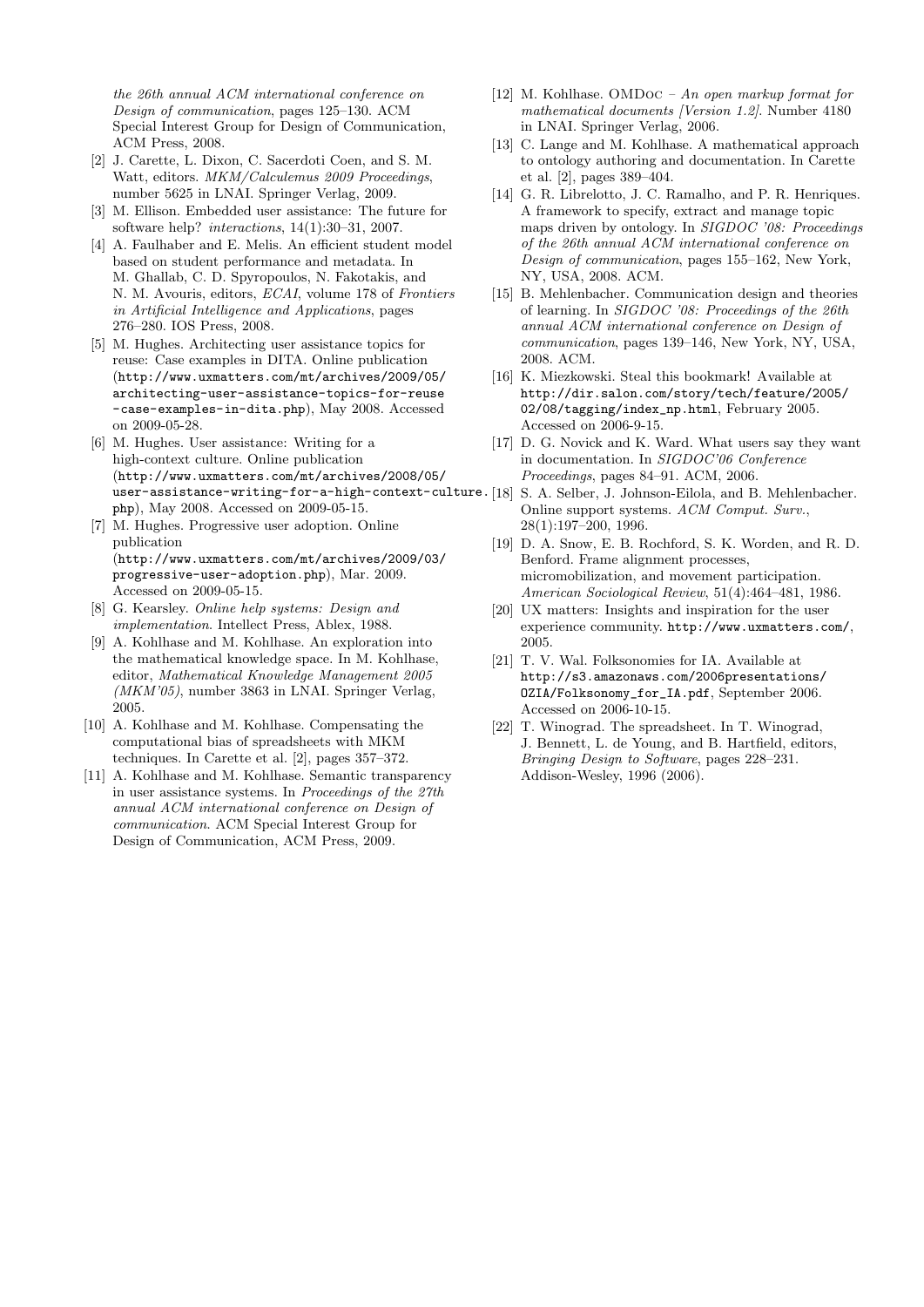the 26th annual ACM international conference on *Design of communication*, pages 125–130. ACM Special Interest Group for Design of Communication, ACM Press, 2008.

[2] J. Carette, L. Dixon, C. Sacerdoti Coen, and S. M. Watt, editors. *MKM/Calculemus 2009 Proceedings*, number 5625 in LNAI. Springer Verlag, 2009.

[3] M. Ellison. Embedded user assistance: The future for software help? *interactions*, 14(1):30–31, 2007.

[4] A. Faulhaber and E. Melis. An efficient student model based on student performance and metadata. In M. Ghallab, C. D. Spyropoulos, N. Fakotakis, and N. M. Avouris, editors, *ECAI*, volume 178 of *Frontiers in Artificial Intelligence and Applications*, pages 276–280. IOS Press, 2008.

[5] M. Hughes. Architecting user assistance topics for reuse: Case examples in DITA. Online publication (`http://www.uxmatters.com/mt/archives/2009/05/architecting-user-assistance-topics-for-reuse-case-examples-in-dita.php`), May 2008. Accessed on 2009-05-28.

[6] M. Hughes. User assistance: Writing for a high-context culture. Online publication (`http://www.uxmatters.com/mt/archives/2008/05/user-assistance-writing-for-a-high-context-culture.php`), May 2008. Accessed on 2009-05-15.

[7] M. Hughes. Progressive user adoption. Online publication (`http://www.uxmatters.com/mt/archives/2009/03/progressive-user-adoption.php`), Mar. 2009. Accessed on 2009-05-15.

[8] G. Kearsley. *Online help systems: Design and implementation*. Intellect Press, Ablex, 1988.

[9] A. Kohlhase and M. Kohlhase. An exploration into the mathematical knowledge space. In M. Kohlhase, editor, *Mathematical Knowledge Management 2005 (MKM'05)*, number 3863 in LNAI. Springer Verlag, 2005.

[10] A. Kohlhase and M. Kohlhase. Compensating the computational bias of spreadsheets with MKM techniques. In Carette et al. [2], pages 357–372.

[11] A. Kohlhase and M. Kohlhase. Semantic transparency in user assistance systems. In *Proceedings of the 27th annual ACM international conference on Design of communication*. ACM Special Interest Group for Design of Communication, ACM Press, 2009.

[12] M. Kohlhase. OMDoc – *An open markup format for mathematical documents [Version 1.2]*. Number 4180 in LNAI. Springer Verlag, 2006.

[13] C. Lange and M. Kohlhase. A mathematical approach to ontology authoring and documentation. In Carette et al. [2], pages 389–404.

[14] G. R. Librelotto, J. C. Ramalho, and P. R. Henriques. A framework to specify, extract and manage topic maps driven by ontology. In *SIGDOC '08: Proceedings of the 26th annual ACM international conference on Design of communication*, pages 155–162, New York, NY, USA, 2008. ACM.

[15] B. Mehlenbacher. Communication design and theories of learning. In *SIGDOC '08: Proceedings of the 26th annual ACM international conference on Design of communication*, pages 139–146, New York, NY, USA, 2008. ACM.

[16] K. Miezkowski. Steal this bookmark! Available at `http://dir.salon.com/story/tech/feature/2005/02/08/tagging/index_np.html`, February 2005. Accessed on 2006-9-15.

[17] D. G. Novick and K. Ward. What users say they want in documentation. In *SIGDOC'06 Conference Proceedings*, pages 84–91. ACM, 2006.

[18] S. A. Selber, J. Johnson-Eilola, and B. Mehlenbacher. Online support systems. *ACM Comput. Surv.*, 28(1):197–200, 1996.

[19] D. A. Snow, E. B. Rochford, S. K. Worden, and R. D. Benford. Frame alignment processes, micromobilization, and movement participation. *American Sociological Review*, 51(4):464–481, 1986.

[20] UX matters: Insights and inspiration for the user experience community. `http://www.uxmatters.com/`, 2005.

[21] T. V. Wal. Folksonomies for IA. Available at `http://s3.amazonaws.com/2006presentations/OZIA/Folksonomy_for_IA.pdf`, September 2006. Accessed on 2006-10-15.

[22] T. Winograd. The spreadsheet. In T. Winograd, J. Bennett, L. de Young, and B. Hartfield, editors, *Bringing Design to Software*, pages 228–231. Addison-Wesley, 1996 (2006).